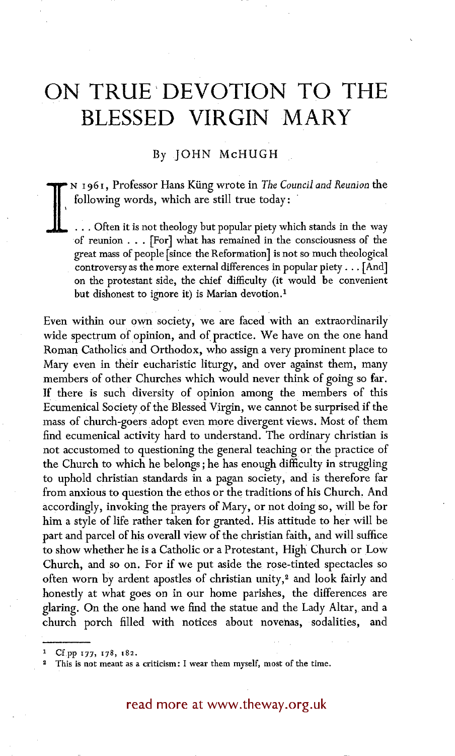# ON TRUE DEVOTION TO THE BLESSED VIRGIN MARY

By JOHN McHUGH

In 1961, Professor Hans Küng wrote in *The Council and Reunion* the following words, which are still true today:

> . . . Often it is not theology but popular piety which stands in the way of reunion . . . [For] what has remained in the consciousness of the great mass of people [since the Reformation] is not so much theological controversy as the more external differences in popular piety . . . [And] on the protestant side, the chief difficulty (it would be convenient but dishonest to ignore it) is Marian devotion.[1]

Even within our own society, we are faced with an extraordinarily wide spectrum of opinion, and of practice. We have on the one hand Roman Catholics and Orthodox, who assign a very prominent place to Mary even in their eucharistic liturgy, and over against them, many members of other Churches which would never think of going so far. If there is such diversity of opinion among the members of this Ecumenical Society of the Blessed Virgin, we cannot be surprised if the mass of church-goers adopt even more divergent views. Most of them find ecumenical activity hard to understand. The ordinary christian is not accustomed to questioning the general teaching or the practice of the Church to which he belongs; he has enough difficulty in struggling to uphold christian standards in a pagan society, and is therefore far from anxious to question the ethos or the traditions of his Church. And accordingly, invoking the prayers of Mary, or not doing so, will be for him a style of life rather taken for granted. His attitude to her will be part and parcel of his overall view of the christian faith, and will suffice to show whether he is a Catholic or a Protestant, High Church or Low Church, and so on. For if we put aside the rose-tinted spectacles so often worn by ardent apostles of christian unity,[2] and look fairly and honestly at what goes on in our home parishes, the differences are glaring. On the one hand we find the statue and the Lady Altar, and a church porch filled with notices about novenas, sodalities, and

[1] Cf pp 177, 178, 182.

[2] This is not meant as a criticism: I wear them myself, most of the time.

read more at www.theway.org.uk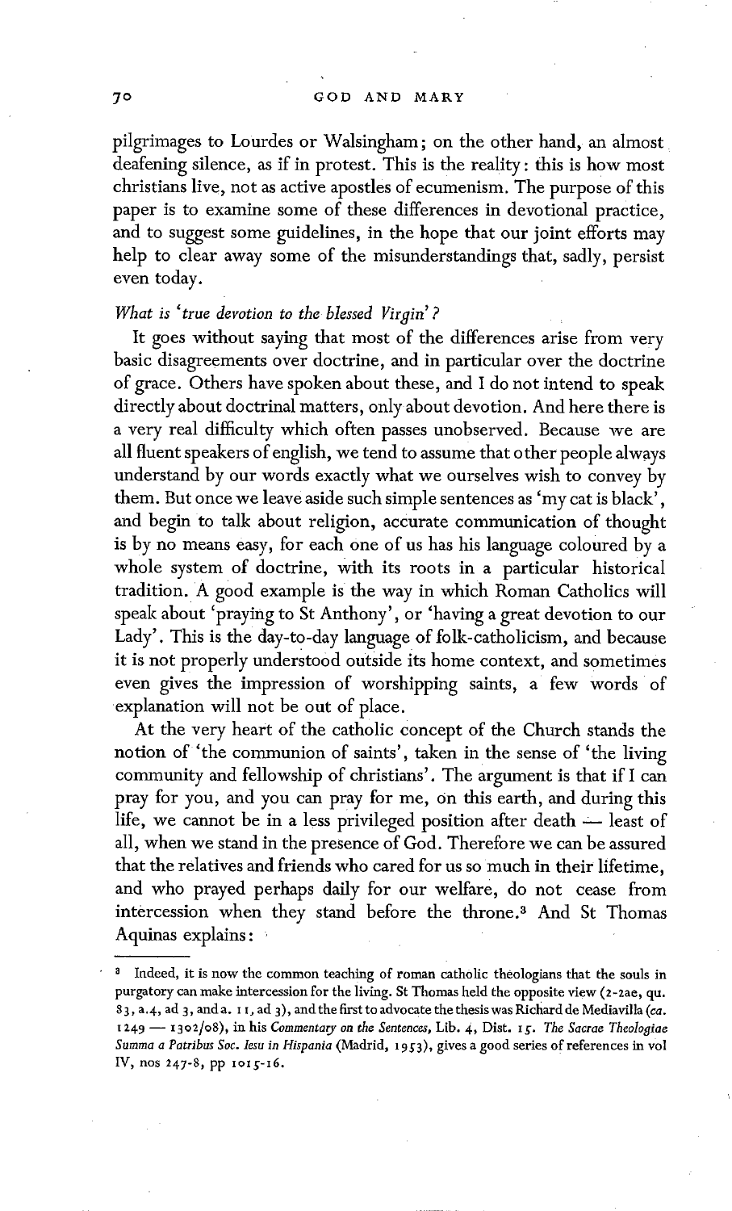pilgrimages to Lourdes or Walsingham; on the other hand, an almost deafening silence, as if in protest. This is the reality: this is how most christians live, not as active apostles of ecumenism. The purpose of this paper is to examine some of these differences in devotional practice, and to suggest some guidelines, in the hope that our joint efforts may help to clear away some of the misunderstandings that, sadly, persist even today.

*What is 'true devotion to the blessed Virgin'?*

It goes without saying that most of the differences arise from very basic disagreements over doctrine, and in particular over the doctrine of grace. Others have spoken about these, and I do not intend to speak directly about doctrinal matters, only about devotion. And here there is a very real difficulty which often passes unobserved. Because we are all fluent speakers of english, we tend to assume that other people always understand by our words exactly what we ourselves wish to convey by them. But once we leave aside such simple sentences as 'my cat is black', and begin to talk about religion, accurate communication of thought is by no means easy, for each one of us has his language coloured by a whole system of doctrine, with its roots in a particular historical tradition. A good example is the way in which Roman Catholics will speak about 'praying to St Anthony', or 'having a great devotion to our Lady'. This is the day-to-day language of folk-catholicism, and because it is not properly understood outside its home context, and sometimes even gives the impression of worshipping saints, a few words of explanation will not be out of place.

At the very heart of the catholic concept of the Church stands the notion of 'the communion of saints', taken in the sense of 'the living community and fellowship of christians'. The argument is that if I can pray for you, and you can pray for me, on this earth, and during this life, we cannot be in a less privileged position after death — least of all, when we stand in the presence of God. Therefore we can be assured that the relatives and friends who cared for us so much in their lifetime, and who prayed perhaps daily for our welfare, do not cease from intercession when they stand before the throne.[3] And St Thomas Aquinas explains:

[3] Indeed, it is now the common teaching of roman catholic theologians that the souls in purgatory can make intercession for the living. St Thomas held the opposite view (2-2ae, qu. 83, a.4, ad 3, and a. 11, ad 3), and the first to advocate the thesis was Richard de Mediavilla (*ca.* 1249 — 1302/08), in his *Commentary on the Sentences*, Lib. 4, Dist. 15. *The Sacrae Theologiae Summa a Patribus Soc. Iesu in Hispania* (Madrid, 1953), gives a good series of references in vol IV, nos 247-8, pp 1015-16.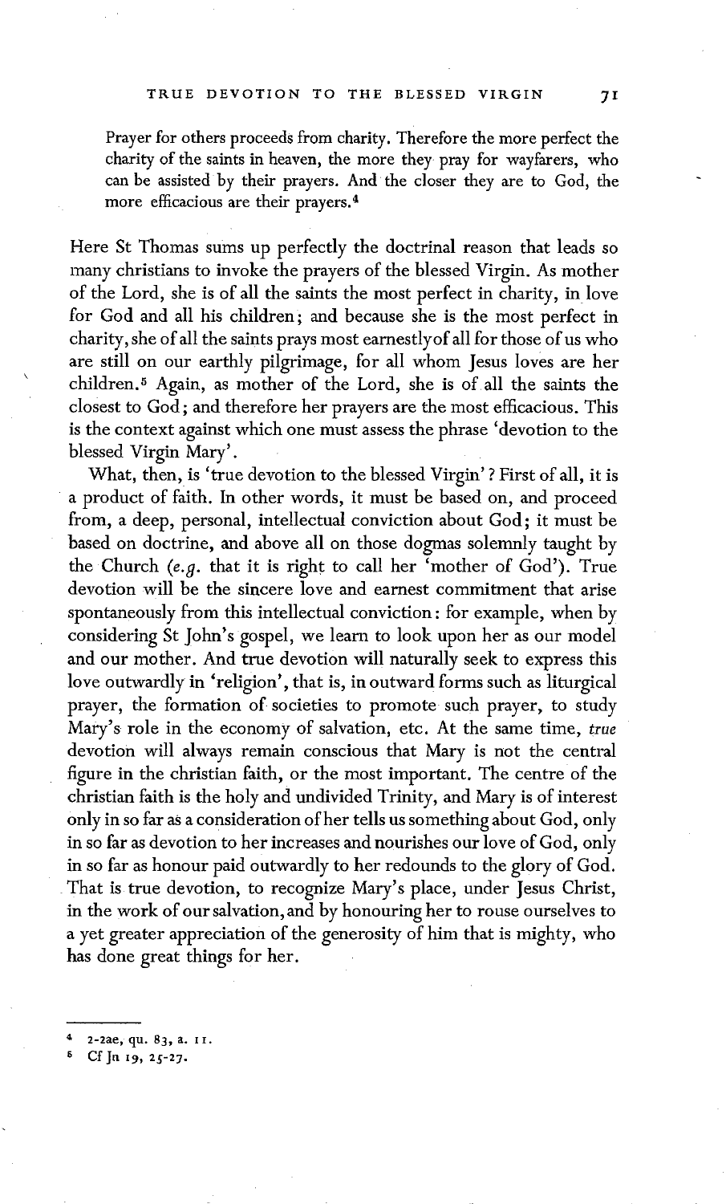> Prayer for others proceeds from charity. Therefore the more perfect the charity of the saints in heaven, the more they pray for wayfarers, who can be assisted by their prayers. And the closer they are to God, the more efficacious are their prayers.[4]

Here St Thomas sums up perfectly the doctrinal reason that leads so many christians to invoke the prayers of the blessed Virgin. As mother of the Lord, she is of all the saints the most perfect in charity, in love for God and all his children; and because she is the most perfect in charity, she of all the saints prays most earnestlyof all for those of us who are still on our earthly pilgrimage, for all whom Jesus loves are her children.[5] Again, as mother of the Lord, she is of all the saints the closest to God; and therefore her prayers are the most efficacious. This is the context against which one must assess the phrase 'devotion to the blessed Virgin Mary'.

What, then, is 'true devotion to the blessed Virgin'? First of all, it is a product of faith. In other words, it must be based on, and proceed from, a deep, personal, intellectual conviction about God; it must be based on doctrine, and above all on those dogmas solemnly taught by the Church (*e.g.* that it is right to call her 'mother of God'). True devotion will be the sincere love and earnest commitment that arise spontaneously from this intellectual conviction: for example, when by considering St John's gospel, we learn to look upon her as our model and our mother. And true devotion will naturally seek to express this love outwardly in 'religion', that is, in outward forms such as liturgical prayer, the formation of societies to promote such prayer, to study Mary's role in the economy of salvation, etc. At the same time, *true* devotion will always remain conscious that Mary is not the central figure in the christian faith, or the most important. The centre of the christian faith is the holy and undivided Trinity, and Mary is of interest only in so far as a consideration of her tells us something about God, only in so far as devotion to her increases and nourishes our love of God, only in so far as honour paid outwardly to her redounds to the glory of God. That is true devotion, to recognize Mary's place, under Jesus Christ, in the work of our salvation, and by honouring her to rouse ourselves to a yet greater appreciation of the generosity of him that is mighty, who has done great things for her.

---

[4] 2-2ae, qu. 83, a. 11.

[5] Cf Jn 19, 25-27.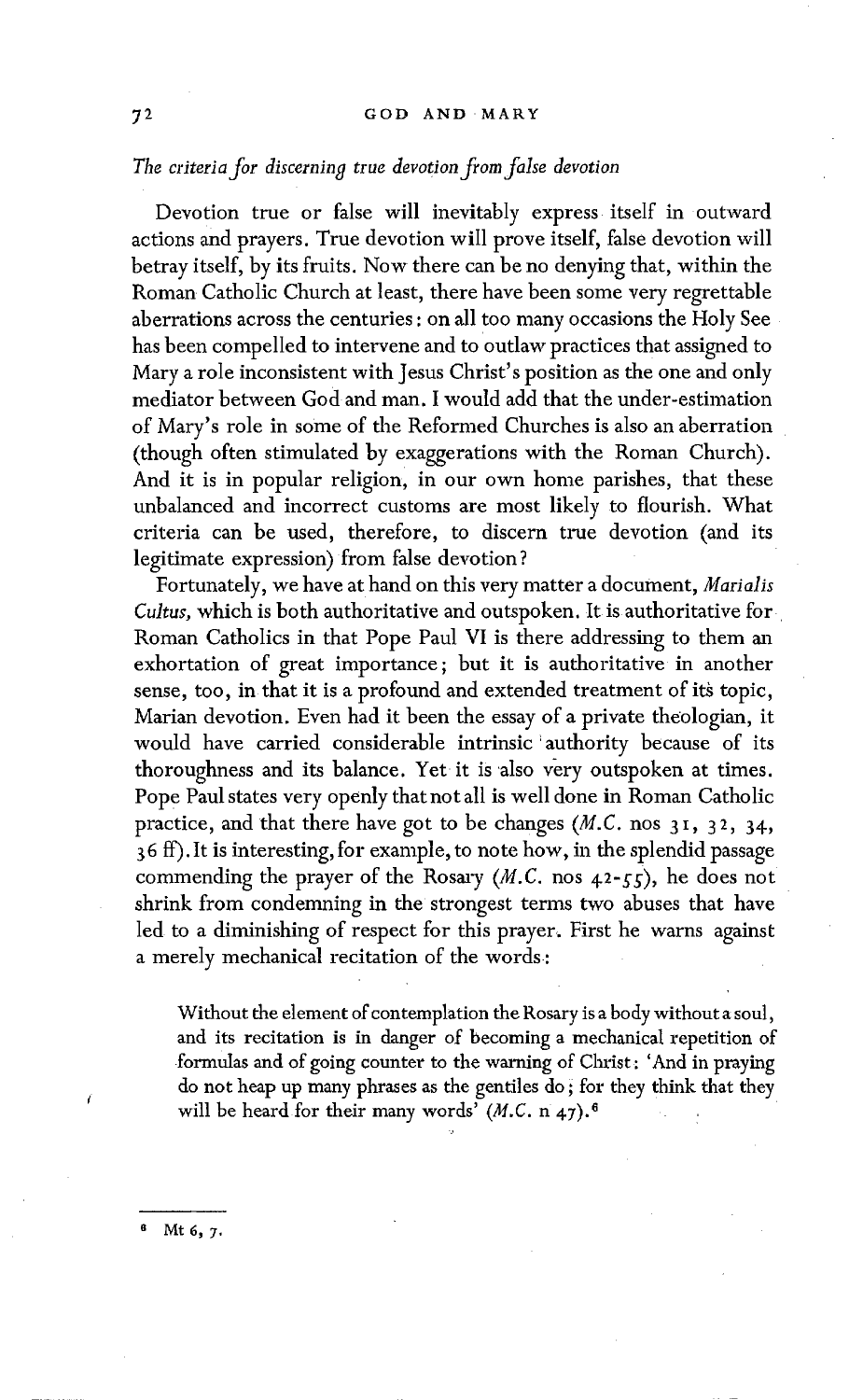*The criteria for discerning true devotion from false devotion*

Devotion true or false will inevitably express itself in outward actions and prayers. True devotion will prove itself, false devotion will betray itself, by its fruits. Now there can be no denying that, within the Roman Catholic Church at least, there have been some very regrettable aberrations across the centuries: on all too many occasions the Holy See has been compelled to intervene and to outlaw practices that assigned to Mary a role inconsistent with Jesus Christ's position as the one and only mediator between God and man. I would add that the under-estimation of Mary's role in some of the Reformed Churches is also an aberration (though often stimulated by exaggerations with the Roman Church). And it is in popular religion, in our own home parishes, that these unbalanced and incorrect customs are most likely to flourish. What criteria can be used, therefore, to discern true devotion (and its legitimate expression) from false devotion?

Fortunately, we have at hand on this very matter a document, *Marialis Cultus*, which is both authoritative and outspoken. It is authoritative for Roman Catholics in that Pope Paul VI is there addressing to them an exhortation of great importance; but it is authoritative in another sense, too, in that it is a profound and extended treatment of its topic, Marian devotion. Even had it been the essay of a private theologian, it would have carried considerable intrinsic authority because of its thoroughness and its balance. Yet it is also very outspoken at times. Pope Paul states very openly that not all is well done in Roman Catholic practice, and that there have got to be changes (*M.C.* nos 31, 32, 34, 36 ff). It is interesting, for example, to note how, in the splendid passage commending the prayer of the Rosary (*M.C.* nos 42-55), he does not shrink from condemning in the strongest terms two abuses that have led to a diminishing of respect for this prayer. First he warns against a merely mechanical recitation of the words:

> Without the element of contemplation the Rosary is a body without a soul, and its recitation is in danger of becoming a mechanical repetition of formulas and of going counter to the warning of Christ: 'And in praying do not heap up many phrases as the gentiles do; for they think that they will be heard for their many words' (*M.C.* n 47).[6]

---

[6] Mt 6, 7.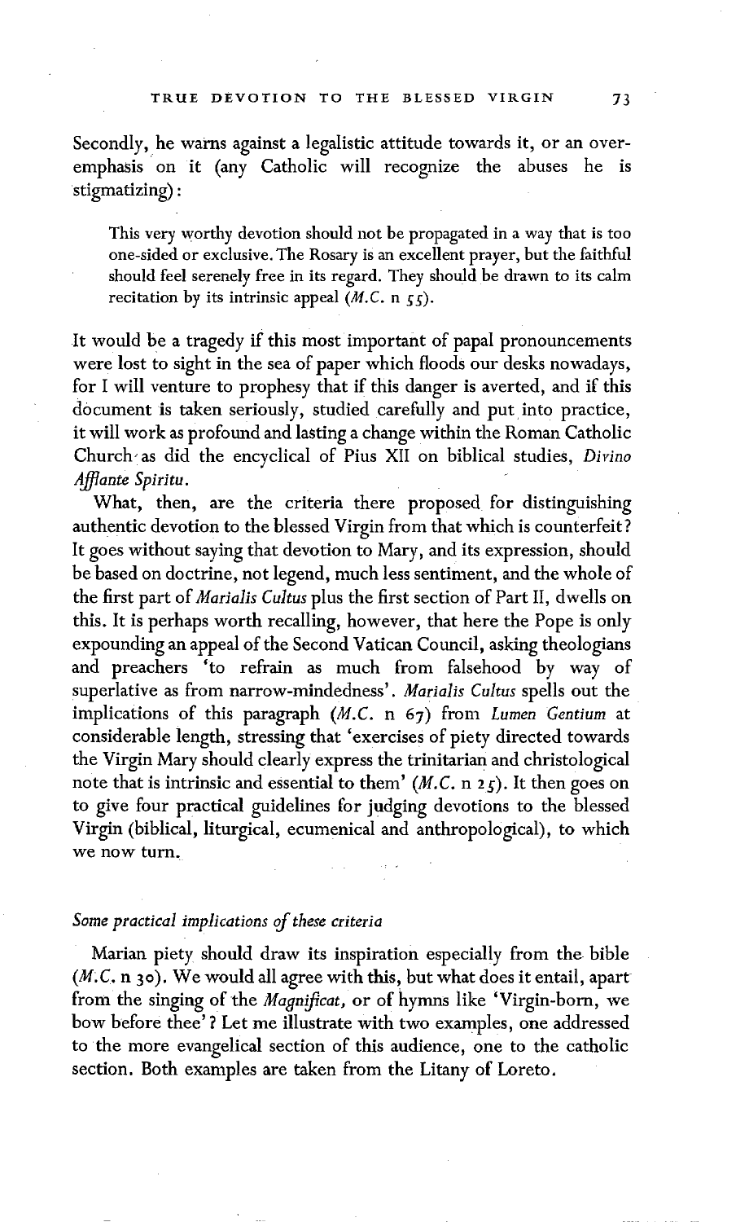Secondly, he warns against a legalistic attitude towards it, or an over-emphasis on it (any Catholic will recognize the abuses he is stigmatizing):

> This very worthy devotion should not be propagated in a way that is too one-sided or exclusive. The Rosary is an excellent prayer, but the faithful should feel serenely free in its regard. They should be drawn to its calm recitation by its intrinsic appeal (*M.C.* n 55).

It would be a tragedy if this most important of papal pronouncements were lost to sight in the sea of paper which floods our desks nowadays, for I will venture to prophesy that if this danger is averted, and if this document is taken seriously, studied carefully and put into practice, it will work as profound and lasting a change within the Roman Catholic Church as did the encyclical of Pius XII on biblical studies, *Divino Afflante Spiritu*.

What, then, are the criteria there proposed for distinguishing authentic devotion to the blessed Virgin from that which is counterfeit? It goes without saying that devotion to Mary, and its expression, should be based on doctrine, not legend, much less sentiment, and the whole of the first part of *Marialis Cultus* plus the first section of Part II, dwells on this. It is perhaps worth recalling, however, that here the Pope is only expounding an appeal of the Second Vatican Council, asking theologians and preachers 'to refrain as much from falsehood by way of superlative as from narrow-mindedness'. *Marialis Cultus* spells out the implications of this paragraph (*M.C.* n 67) from *Lumen Gentium* at considerable length, stressing that 'exercises of piety directed towards the Virgin Mary should clearly express the trinitarian and christological note that is intrinsic and essential to them' (*M.C.* n 25). It then goes on to give four practical guidelines for judging devotions to the blessed Virgin (biblical, liturgical, ecumenical and anthropological), to which we now turn.

### *Some practical implications of these criteria*

Marian piety should draw its inspiration especially from the bible (*M.C.* n 30). We would all agree with this, but what does it entail, apart from the singing of the *Magnificat*, or of hymns like 'Virgin-born, we bow before thee'? Let me illustrate with two examples, one addressed to the more evangelical section of this audience, one to the catholic section. Both examples are taken from the Litany of Loreto.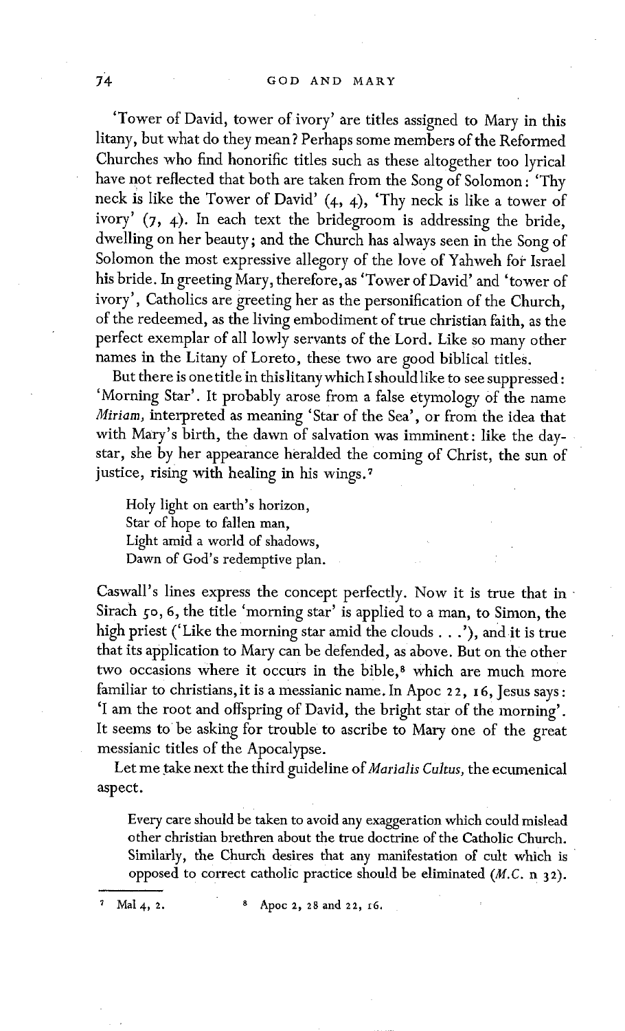'Tower of David, tower of ivory' are titles assigned to Mary in this litany, but what do they mean? Perhaps some members of the Reformed Churches who find honorific titles such as these altogether too lyrical have not reflected that both are taken from the Song of Solomon: 'Thy neck is like the Tower of David' (4, 4), 'Thy neck is like a tower of ivory' (7, 4). In each text the bridegroom is addressing the bride, dwelling on her beauty; and the Church has always seen in the Song of Solomon the most expressive allegory of the love of Yahweh for Israel his bride. In greeting Mary, therefore, as 'Tower of David' and 'tower of ivory', Catholics are greeting her as the personification of the Church, of the redeemed, as the living embodiment of true christian faith, as the perfect exemplar of all lowly servants of the Lord. Like so many other names in the Litany of Loreto, these two are good biblical titles.

But there is one title in this litany which I should like to see suppressed: 'Morning Star'. It probably arose from a false etymology of the name *Miriam*, interpreted as meaning 'Star of the Sea', or from the idea that with Mary's birth, the dawn of salvation was imminent: like the day-star, she by her appearance heralded the coming of Christ, the sun of justice, rising with healing in his wings.[7]

> Holy light on earth's horizon,
> Star of hope to fallen man,
> Light amid a world of shadows,
> Dawn of God's redemptive plan.

Caswall's lines express the concept perfectly. Now it is true that in Sirach 50, 6, the title 'morning star' is applied to a man, to Simon, the high priest ('Like the morning star amid the clouds ...'), and it is true that its application to Mary can be defended, as above. But on the other two occasions where it occurs in the bible,[8] which are much more familiar to christians, it is a messianic name. In Apoc 22, 16, Jesus says: 'I am the root and offspring of David, the bright star of the morning'. It seems to be asking for trouble to ascribe to Mary one of the great messianic titles of the Apocalypse.

Let me take next the third guideline of *Marialis Cultus*, the ecumenical aspect.

> Every care should be taken to avoid any exaggeration which could mislead other christian brethren about the true doctrine of the Catholic Church. Similarly, the Church desires that any manifestation of cult which is opposed to correct catholic practice should be eliminated (*M.C.* n 32).

---

[7] Mal 4, 2.

[8] Apoc 2, 28 and 22, 16.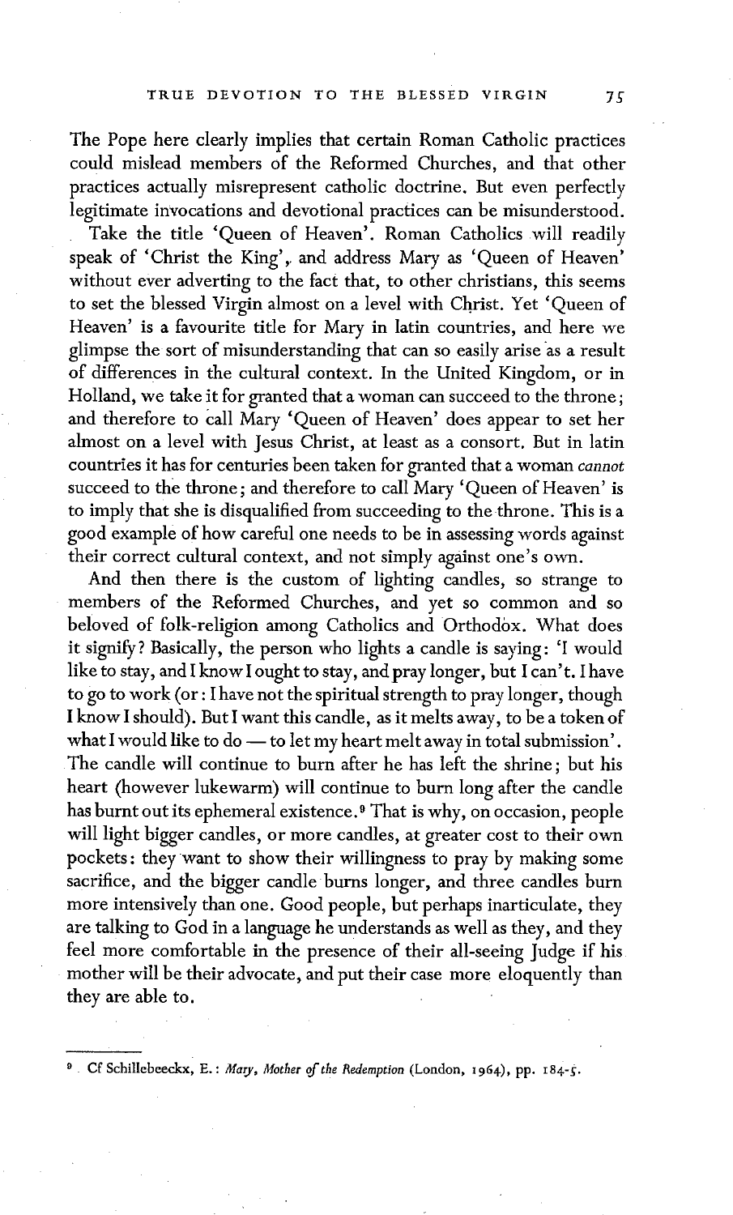The Pope here clearly implies that certain Roman Catholic practices could mislead members of the Reformed Churches, and that other practices actually misrepresent catholic doctrine. But even perfectly legitimate invocations and devotional practices can be misunderstood.

Take the title 'Queen of Heaven'. Roman Catholics will readily speak of 'Christ the King', and address Mary as 'Queen of Heaven' without ever adverting to the fact that, to other christians, this seems to set the blessed Virgin almost on a level with Christ. Yet 'Queen of Heaven' is a favourite title for Mary in latin countries, and here we glimpse the sort of misunderstanding that can so easily arise as a result of differences in the cultural context. In the United Kingdom, or in Holland, we take it for granted that a woman can succeed to the throne; and therefore to call Mary 'Queen of Heaven' does appear to set her almost on a level with Jesus Christ, at least as a consort. But in latin countries it has for centuries been taken for granted that a woman *cannot* succeed to the throne; and therefore to call Mary 'Queen of Heaven' is to imply that she is disqualified from succeeding to the throne. This is a good example of how careful one needs to be in assessing words against their correct cultural context, and not simply against one's own.

And then there is the custom of lighting candles, so strange to members of the Reformed Churches, and yet so common and so beloved of folk-religion among Catholics and Orthodox. What does it signify? Basically, the person who lights a candle is saying: 'I would like to stay, and I know I ought to stay, and pray longer, but I can't. I have to go to work (or: I have not the spiritual strength to pray longer, though I know I should). But I want this candle, as it melts away, to be a token of what I would like to do — to let my heart melt away in total submission'. The candle will continue to burn after he has left the shrine; but his heart (however lukewarm) will continue to burn long after the candle has burnt out its ephemeral existence.[9] That is why, on occasion, people will light bigger candles, or more candles, at greater cost to their own pockets: they want to show their willingness to pray by making some sacrifice, and the bigger candle burns longer, and three candles burn more intensively than one. Good people, but perhaps inarticulate, they are talking to God in a language he understands as well as they, and they feel more comfortable in the presence of their all-seeing Judge if his mother will be their advocate, and put their case more eloquently than they are able to.

---

[9] Cf Schillebeeckx, E.: *Mary, Mother of the Redemption* (London, 1964), pp. 184-5.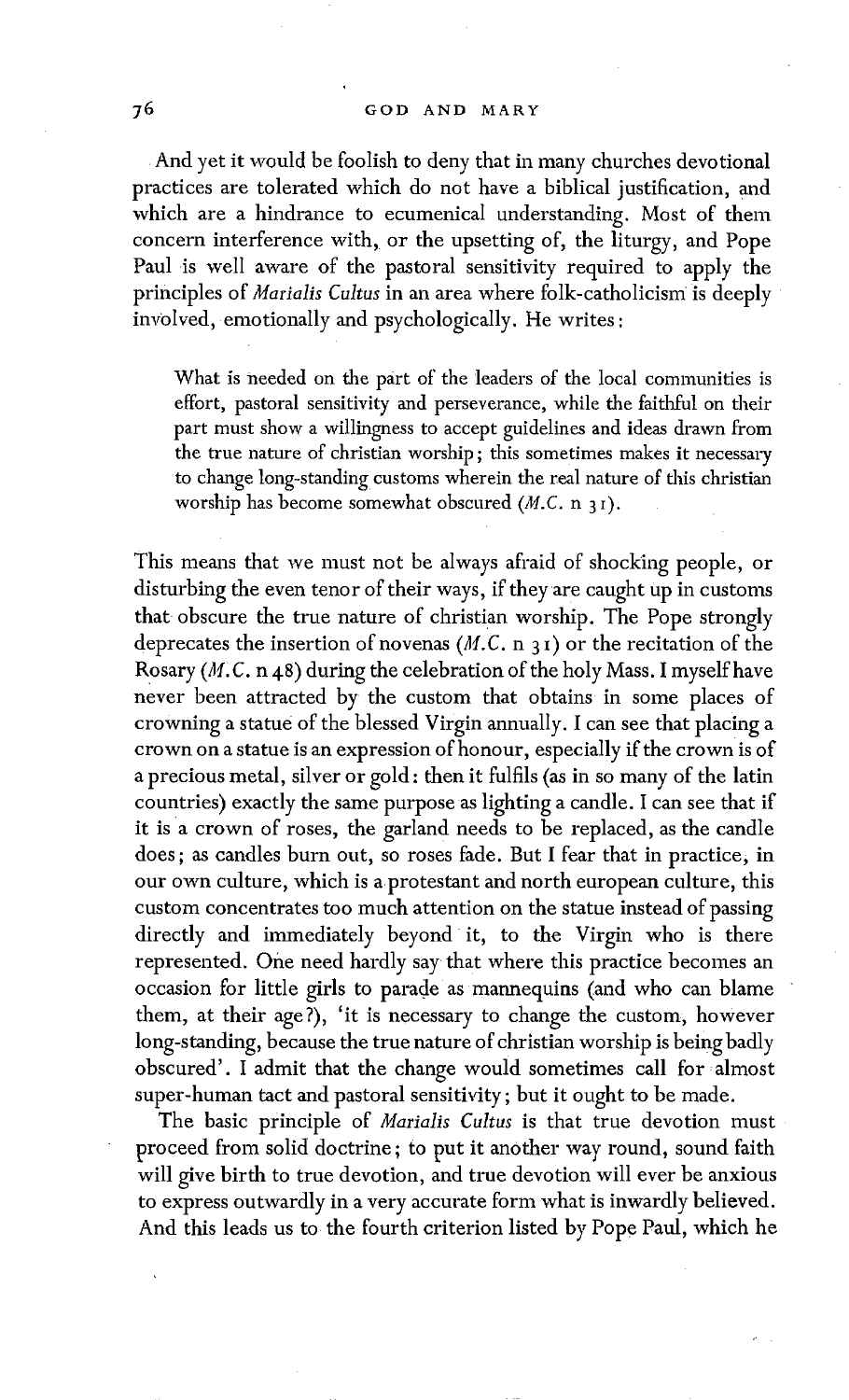And yet it would be foolish to deny that in many churches devotional practices are tolerated which do not have a biblical justification, and which are a hindrance to ecumenical understanding. Most of them concern interference with, or the upsetting of, the liturgy, and Pope Paul is well aware of the pastoral sensitivity required to apply the principles of *Marialis Cultus* in an area where folk-catholicism is deeply involved, emotionally and psychologically. He writes:

> What is needed on the part of the leaders of the local communities is effort, pastoral sensitivity and perseverance, while the faithful on their part must show a willingness to accept guidelines and ideas drawn from the true nature of christian worship; this sometimes makes it necessary to change long-standing customs wherein the real nature of this christian worship has become somewhat obscured (*M.C.* n 31).

This means that we must not be always afraid of shocking people, or disturbing the even tenor of their ways, if they are caught up in customs that obscure the true nature of christian worship. The Pope strongly deprecates the insertion of novenas (*M.C.* n 31) or the recitation of the Rosary (*M.C.* n 48) during the celebration of the holy Mass. I myself have never been attracted by the custom that obtains in some places of crowning a statue of the blessed Virgin annually. I can see that placing a crown on a statue is an expression of honour, especially if the crown is of a precious metal, silver or gold: then it fulfils (as in so many of the latin countries) exactly the same purpose as lighting a candle. I can see that if it is a crown of roses, the garland needs to be replaced, as the candle does; as candles burn out, so roses fade. But I fear that in practice, in our own culture, which is a protestant and north european culture, this custom concentrates too much attention on the statue instead of passing directly and immediately beyond it, to the Virgin who is there represented. One need hardly say that where this practice becomes an occasion for little girls to parade as mannequins (and who can blame them, at their age?), 'it is necessary to change the custom, however long-standing, because the true nature of christian worship is being badly obscured'. I admit that the change would sometimes call for almost super-human tact and pastoral sensitivity; but it ought to be made.

The basic principle of *Marialis Cultus* is that true devotion must proceed from solid doctrine; to put it another way round, sound faith will give birth to true devotion, and true devotion will ever be anxious to express outwardly in a very accurate form what is inwardly believed. And this leads us to the fourth criterion listed by Pope Paul, which he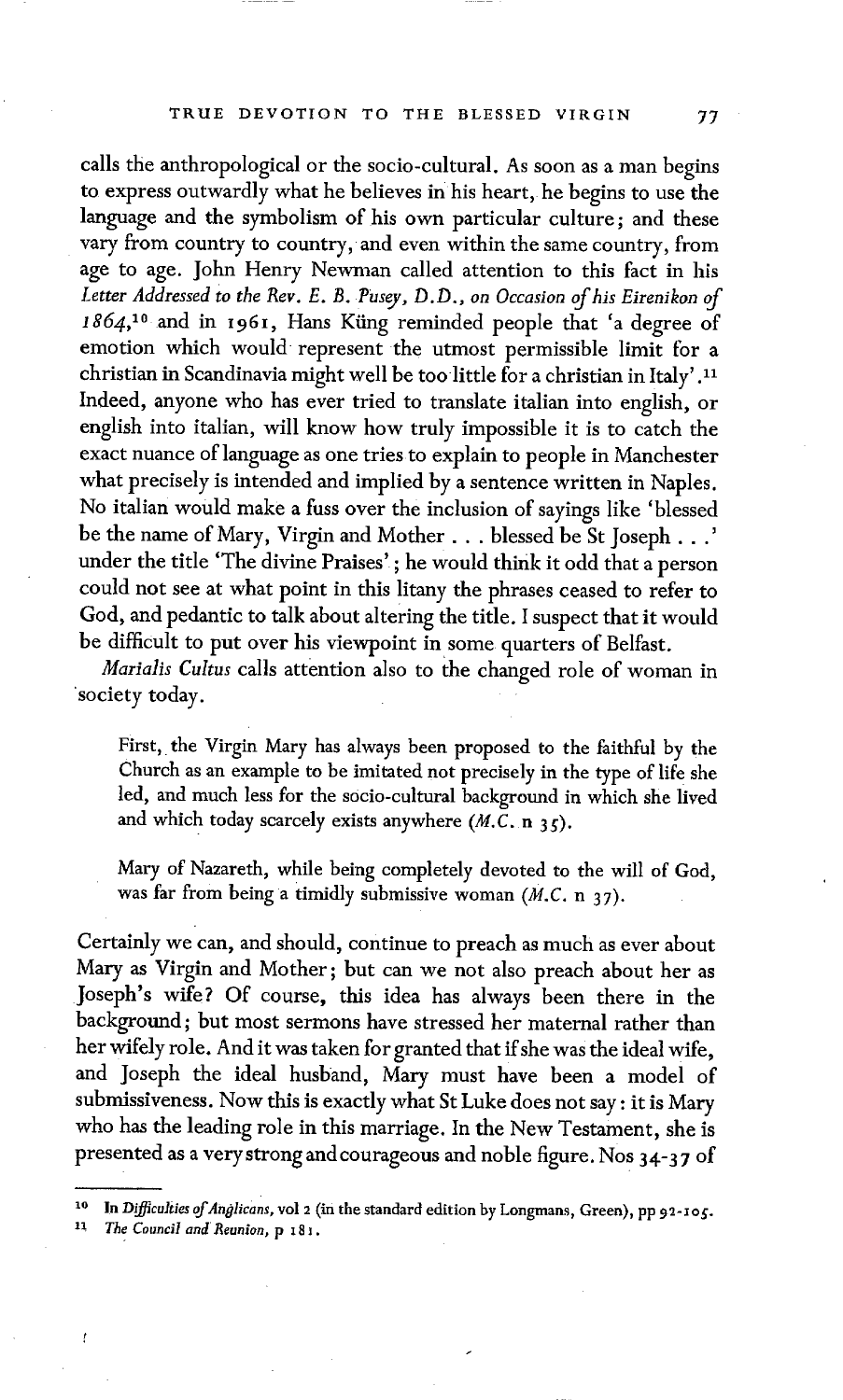calls the anthropological or the socio-cultural. As soon as a man begins to express outwardly what he believes in his heart, he begins to use the language and the symbolism of his own particular culture; and these vary from country to country, and even within the same country, from age to age. John Henry Newman called attention to this fact in his *Letter Addressed to the Rev. E. B. Pusey, D.D., on Occasion of his Eirenikon of 1864*,[10] and in 1961, Hans Küng reminded people that 'a degree of emotion which would represent the utmost permissible limit for a christian in Scandinavia might well be too little for a christian in Italy'.[11] Indeed, anyone who has ever tried to translate italian into english, or english into italian, will know how truly impossible it is to catch the exact nuance of language as one tries to explain to people in Manchester what precisely is intended and implied by a sentence written in Naples. No italian would make a fuss over the inclusion of sayings like 'blessed be the name of Mary, Virgin and Mother . . . blessed be St Joseph . . .' under the title 'The divine Praises'; he would think it odd that a person could not see at what point in this litany the phrases ceased to refer to God, and pedantic to talk about altering the title. I suspect that it would be difficult to put over his viewpoint in some quarters of Belfast.

*Marialis Cultus* calls attention also to the changed role of woman in society today.

> First, the Virgin Mary has always been proposed to the faithful by the Church as an example to be imitated not precisely in the type of life she led, and much less for the socio-cultural background in which she lived and which today scarcely exists anywhere (*M.C.* n 35).

> Mary of Nazareth, while being completely devoted to the will of God, was far from being a timidly submissive woman (*M.C.* n 37).

Certainly we can, and should, continue to preach as much as ever about Mary as Virgin and Mother; but can we not also preach about her as Joseph's wife? Of course, this idea has always been there in the background; but most sermons have stressed her maternal rather than her wifely role. And it was taken for granted that if she was the ideal wife, and Joseph the ideal husband, Mary must have been a model of submissiveness. Now this is exactly what St Luke does not say: it is Mary who has the leading role in this marriage. In the New Testament, she is presented as a very strong and courageous and noble figure. Nos 34-37 of

---

[10] In *Difficulties of Anglicans*, vol 2 (in the standard edition by Longmans, Green), pp 92-105.

[11] *The Council and Reunion*, p 181.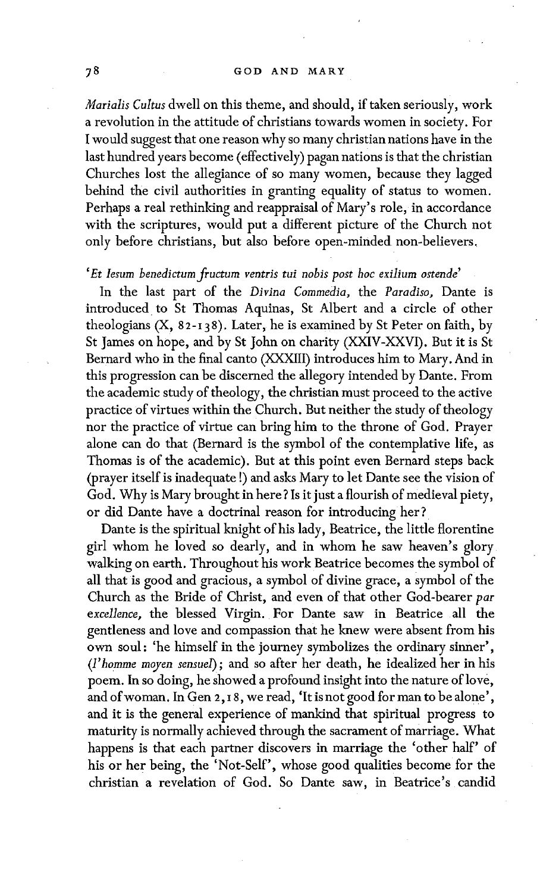*Marialis Cultus* dwell on this theme, and should, if taken seriously, work a revolution in the attitude of christians towards women in society. For I would suggest that one reason why so many christian nations have in the last hundred years become (effectively) pagan nations is that the christian Churches lost the allegiance of so many women, because they lagged behind the civil authorities in granting equality of status to women. Perhaps a real rethinking and reappraisal of Mary's role, in accordance with the scriptures, would put a different picture of the Church not only before christians, but also before open-minded non-believers.

*'Et Iesum benedictum fructum ventris tui nobis post hoc exilium ostende'*

In the last part of the *Divina Commedia*, the *Paradiso*, Dante is introduced to St Thomas Aquinas, St Albert and a circle of other theologians (X, 82-138). Later, he is examined by St Peter on faith, by St James on hope, and by St John on charity (XXIV-XXVI). But it is St Bernard who in the final canto (XXXIII) introduces him to Mary. And in this progression can be discerned the allegory intended by Dante. From the academic study of theology, the christian must proceed to the active practice of virtues within the Church. But neither the study of theology nor the practice of virtue can bring him to the throne of God. Prayer alone can do that (Bernard is the symbol of the contemplative life, as Thomas is of the academic). But at this point even Bernard steps back (prayer itself is inadequate!) and asks Mary to let Dante see the vision of God. Why is Mary brought in here? Is it just a flourish of medieval piety, or did Dante have a doctrinal reason for introducing her?

Dante is the spiritual knight of his lady, Beatrice, the little florentine girl whom he loved so dearly, and in whom he saw heaven's glory walking on earth. Throughout his work Beatrice becomes the symbol of all that is good and gracious, a symbol of divine grace, a symbol of the Church as the Bride of Christ, and even of that other God-bearer *par excellence*, the blessed Virgin. For Dante saw in Beatrice all the gentleness and love and compassion that he knew were absent from his own soul: 'he himself in the journey symbolizes the ordinary sinner', (*l'homme moyen sensuel*); and so after her death, he idealized her in his poem. In so doing, he showed a profound insight into the nature of love, and of woman. In Gen 2,18, we read, 'It is not good for man to be alone', and it is the general experience of mankind that spiritual progress to maturity is normally achieved through the sacrament of marriage. What happens is that each partner discovers in marriage the 'other half' of his or her being, the 'Not-Self', whose good qualities become for the christian a revelation of God. So Dante saw, in Beatrice's candid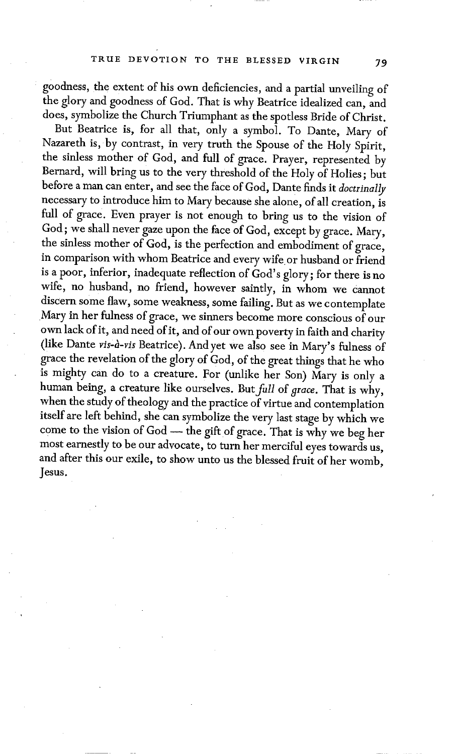goodness, the extent of his own deficiencies, and a partial unveiling of the glory and goodness of God. That is why Beatrice idealized can, and does, symbolize the Church Triumphant as the spotless Bride of Christ.

But Beatrice is, for all that, only a symbol. To Dante, Mary of Nazareth is, by contrast, in very truth the Spouse of the Holy Spirit, the sinless mother of God, and full of grace. Prayer, represented by Bernard, will bring us to the very threshold of the Holy of Holies; but before a man can enter, and see the face of God, Dante finds it *doctrinally* necessary to introduce him to Mary because she alone, of all creation, is full of grace. Even prayer is not enough to bring us to the vision of God; we shall never gaze upon the face of God, except by grace. Mary, the sinless mother of God, is the perfection and embodiment of grace, in comparison with whom Beatrice and every wife or husband or friend is a poor, inferior, inadequate reflection of God's glory; for there is no wife, no husband, no friend, however saintly, in whom we cannot discern some flaw, some weakness, some failing. But as we contemplate Mary in her fulness of grace, we sinners become more conscious of our own lack of it, and need of it, and of our own poverty in faith and charity (like Dante *vis-à-vis* Beatrice). And yet we also see in Mary's fulness of grace the revelation of the glory of God, of the great things that he who is mighty can do to a creature. For (unlike her Son) Mary is only a human being, a creature like ourselves. But *full* of *grace*. That is why, when the study of theology and the practice of virtue and contemplation itself are left behind, she can symbolize the very last stage by which we come to the vision of God — the gift of grace. That is why we beg her most earnestly to be our advocate, to turn her merciful eyes towards us, and after this our exile, to show unto us the blessed fruit of her womb, Jesus.